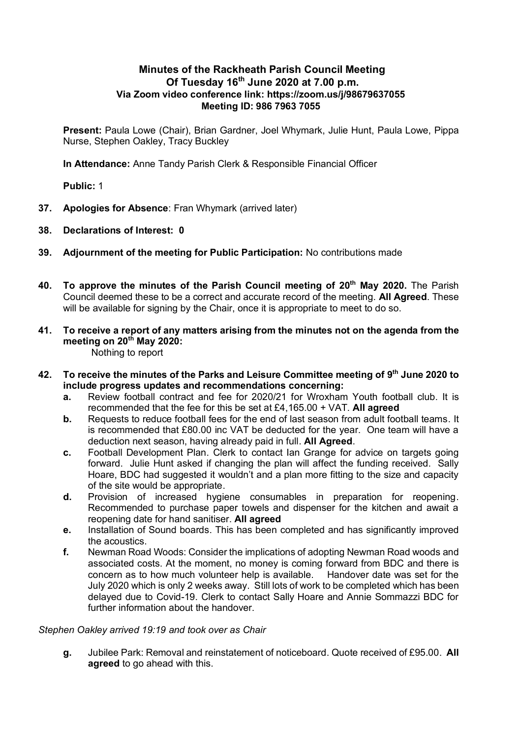# Minutes of the Rackheath Parish Council Meeting
## Of Tuesday 16th June 2020 at 7.00 p.m.
### Via Zoom video conference link: https://zoom.us/j/98679637055
### Meeting ID: 986 7963 7055

**Present:** Paula Lowe (Chair), Brian Gardner, Joel Whymark, Julie Hunt, Paula Lowe, Pippa Nurse, Stephen Oakley, Tracy Buckley

**In Attendance:** Anne Tandy Parish Clerk & Responsible Financial Officer

**Public:** 1

**37. Apologies for Absence**: Fran Whymark (arrived later)

**38. Declarations of Interest: 0**

**39. Adjournment of the meeting for Public Participation:** No contributions made

**40. To approve the minutes of the Parish Council meeting of 20th May 2020.** The Parish Council deemed these to be a correct and accurate record of the meeting. **All Agreed**. These will be available for signing by the Chair, once it is appropriate to meet to do so.

**41. To receive a report of any matters arising from the minutes not on the agenda from the meeting on 20th May 2020:**

Nothing to report

**42. To receive the minutes of the Parks and Leisure Committee meeting of 9th June 2020 to include progress updates and recommendations concerning:**

- **a.** Review football contract and fee for 2020/21 for Wroxham Youth football club. It is recommended that the fee for this be set at £4,165.00 + VAT. **All agreed**
- **b.** Requests to reduce football fees for the end of last season from adult football teams. It is recommended that £80.00 inc VAT be deducted for the year. One team will have a deduction next season, having already paid in full. **All Agreed**.
- **c.** Football Development Plan. Clerk to contact Ian Grange for advice on targets going forward. Julie Hunt asked if changing the plan will affect the funding received. Sally Hoare, BDC had suggested it wouldn't and a plan more fitting to the size and capacity of the site would be appropriate.
- **d.** Provision of increased hygiene consumables in preparation for reopening. Recommended to purchase paper towels and dispenser for the kitchen and await a reopening date for hand sanitiser. **All agreed**
- **e.** Installation of Sound boards. This has been completed and has significantly improved the acoustics.
- **f.** Newman Road Woods: Consider the implications of adopting Newman Road woods and associated costs. At the moment, no money is coming forward from BDC and there is concern as to how much volunteer help is available. Handover date was set for the July 2020 which is only 2 weeks away. Still lots of work to be completed which has been delayed due to Covid-19. Clerk to contact Sally Hoare and Annie Sommazzi BDC for further information about the handover.

*Stephen Oakley arrived 19:19 and took over as Chair*

- **g.** Jubilee Park: Removal and reinstatement of noticeboard. Quote received of £95.00. **All agreed** to go ahead with this.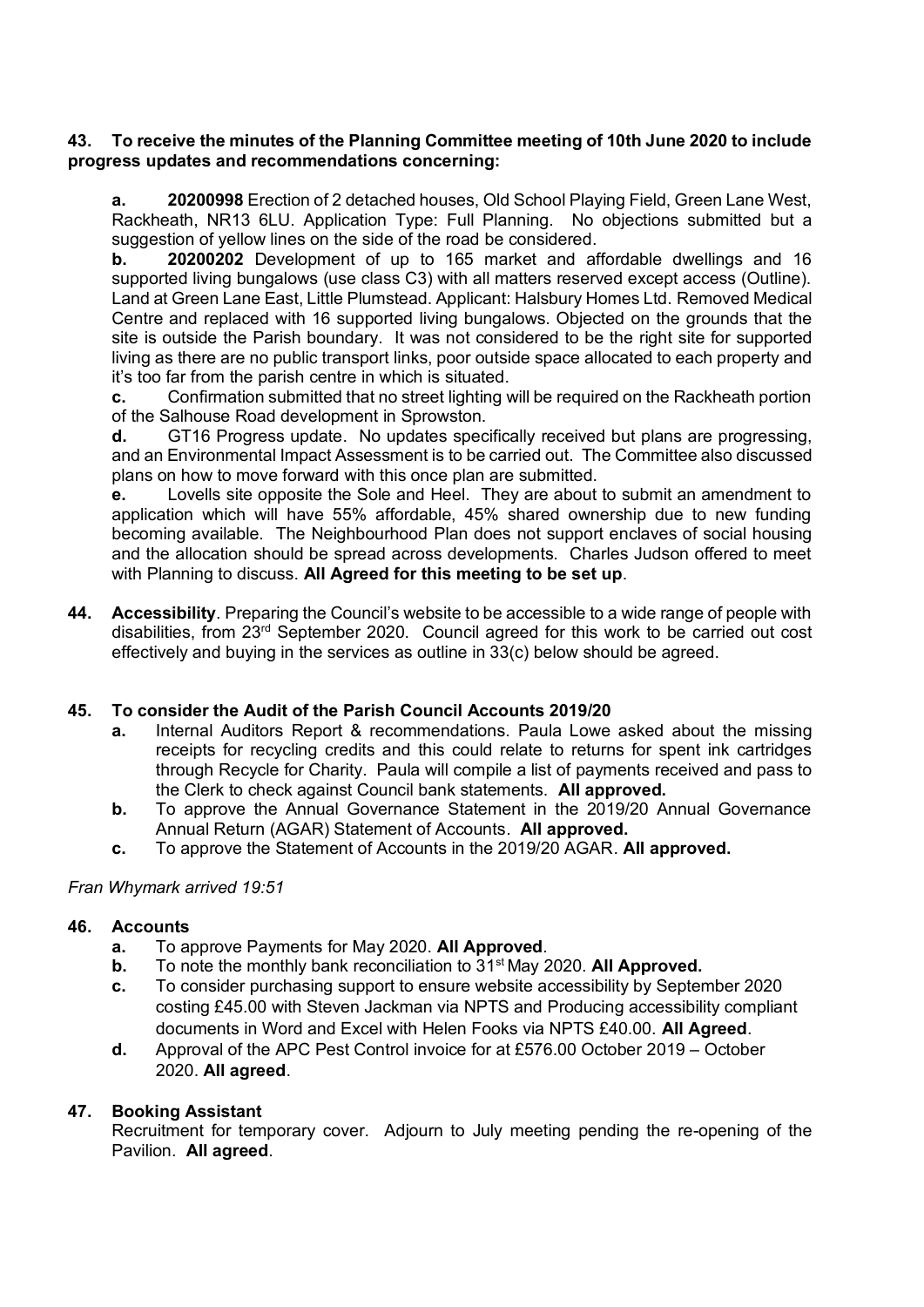**43. To receive the minutes of the Planning Committee meeting of 10th June 2020 to include progress updates and recommendations concerning:**

**a. 20200998** Erection of 2 detached houses, Old School Playing Field, Green Lane West, Rackheath, NR13 6LU. Application Type: Full Planning. No objections submitted but a suggestion of yellow lines on the side of the road be considered.

**b. 20200202** Development of up to 165 market and affordable dwellings and 16 supported living bungalows (use class C3) with all matters reserved except access (Outline). Land at Green Lane East, Little Plumstead. Applicant: Halsbury Homes Ltd. Removed Medical Centre and replaced with 16 supported living bungalows. Objected on the grounds that the site is outside the Parish boundary. It was not considered to be the right site for supported living as there are no public transport links, poor outside space allocated to each property and it's too far from the parish centre in which is situated.

**c.** Confirmation submitted that no street lighting will be required on the Rackheath portion of the Salhouse Road development in Sprowston.

**d.** GT16 Progress update. No updates specifically received but plans are progressing, and an Environmental Impact Assessment is to be carried out. The Committee also discussed plans on how to move forward with this once plan are submitted.

**e.** Lovells site opposite the Sole and Heel. They are about to submit an amendment to application which will have 55% affordable, 45% shared ownership due to new funding becoming available. The Neighbourhood Plan does not support enclaves of social housing and the allocation should be spread across developments. Charles Judson offered to meet with Planning to discuss. **All Agreed for this meeting to be set up**.

**44. Accessibility**. Preparing the Council's website to be accessible to a wide range of people with disabilities, from 23rd September 2020. Council agreed for this work to be carried out cost effectively and buying in the services as outline in 33(c) below should be agreed.

**45. To consider the Audit of the Parish Council Accounts 2019/20**

- **a.** Internal Auditors Report & recommendations. Paula Lowe asked about the missing receipts for recycling credits and this could relate to returns for spent ink cartridges through Recycle for Charity. Paula will compile a list of payments received and pass to the Clerk to check against Council bank statements. **All approved.**
- **b.** To approve the Annual Governance Statement in the 2019/20 Annual Governance Annual Return (AGAR) Statement of Accounts. **All approved.**
- **c.** To approve the Statement of Accounts in the 2019/20 AGAR. **All approved.**

*Fran Whymark arrived 19:51*

**46. Accounts**

- **a.** To approve Payments for May 2020. **All Approved**.
- **b.** To note the monthly bank reconciliation to 31st May 2020. **All Approved.**
- **c.** To consider purchasing support to ensure website accessibility by September 2020 costing £45.00 with Steven Jackman via NPTS and Producing accessibility compliant documents in Word and Excel with Helen Fooks via NPTS £40.00. **All Agreed**.
- **d.** Approval of the APC Pest Control invoice for at £576.00 October 2019 – October 2020. **All agreed**.

**47. Booking Assistant**

Recruitment for temporary cover. Adjourn to July meeting pending the re-opening of the Pavilion. **All agreed**.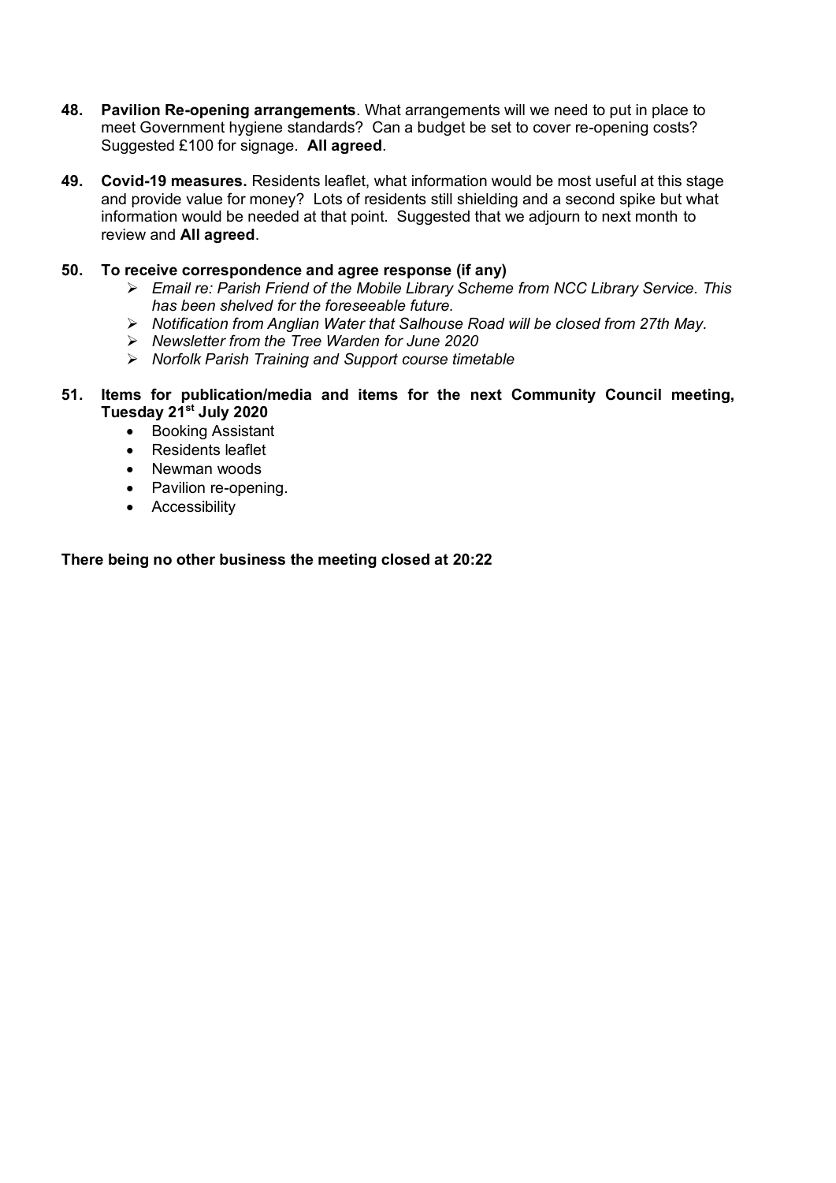**48. Pavilion Re-opening arrangements**. What arrangements will we need to put in place to meet Government hygiene standards? Can a budget be set to cover re-opening costs? Suggested £100 for signage. **All agreed**.

**49. Covid-19 measures.** Residents leaflet, what information would be most useful at this stage and provide value for money? Lots of residents still shielding and a second spike but what information would be needed at that point. Suggested that we adjourn to next month to review and **All agreed**.

**50. To receive correspondence and agree response (if any)**

- *Email re: Parish Friend of the Mobile Library Scheme from NCC Library Service. This has been shelved for the foreseeable future.*
- *Notification from Anglian Water that Salhouse Road will be closed from 27th May.*
- *Newsletter from the Tree Warden for June 2020*
- *Norfolk Parish Training and Support course timetable*

**51. Items for publication/media and items for the next Community Council meeting, Tuesday 21st July 2020**

- Booking Assistant
- Residents leaflet
- Newman woods
- Pavilion re-opening.
- Accessibility

**There being no other business the meeting closed at 20:22**